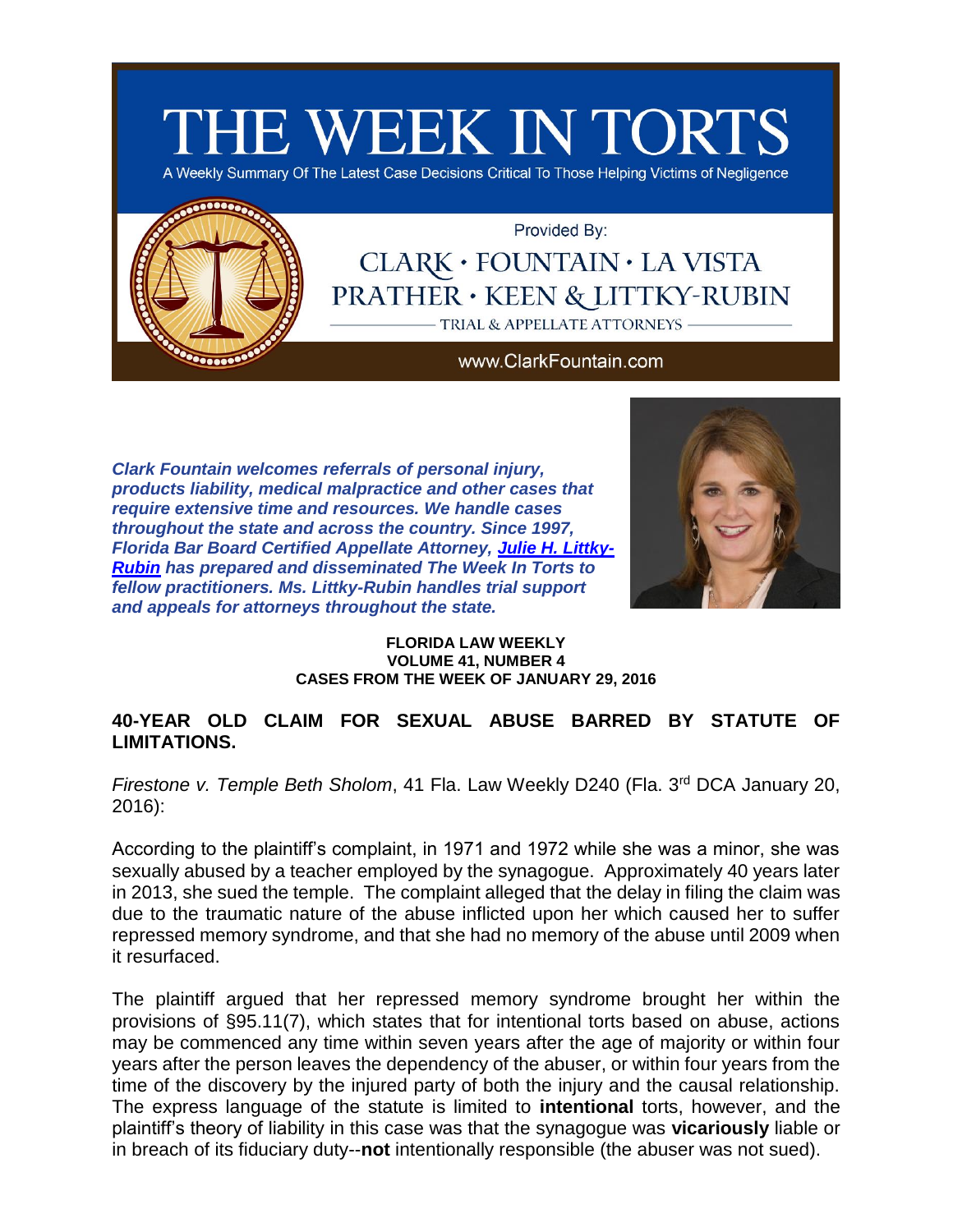# THE WEEK IN TORTS

A Weekly Summary Of The Latest Case Decisions Critical To Those Helping Victims of Negligence

Provided By:

CLARK · FOUNTAIN · LA VISTA PRATHER · KEEN & LITTKY-RUBIN

TRIAL & APPELLATE ATTORNEYS

www.ClarkFountain.com

***Clark Fountain welcomes referrals of personal injury, products liability, medical malpractice and other cases that require extensive time and resources. We handle cases throughout the state and across the country. Since 1997, Florida Bar Board Certified Appellate Attorney, [Julie H. Littky-Rubin] has prepared and disseminated The Week In Torts to fellow practitioners. Ms. Littky-Rubin handles trial support and appeals for attorneys throughout the state.***

**FLORIDA LAW WEEKLY**
**VOLUME 41, NUMBER 4**
**CASES FROM THE WEEK OF JANUARY 29, 2016**

## 40-YEAR OLD CLAIM FOR SEXUAL ABUSE BARRED BY STATUTE OF LIMITATIONS.

*Firestone v. Temple Beth Sholom*, 41 Fla. Law Weekly D240 (Fla. 3rd DCA January 20, 2016):

According to the plaintiff's complaint, in 1971 and 1972 while she was a minor, she was sexually abused by a teacher employed by the synagogue. Approximately 40 years later in 2013, she sued the temple. The complaint alleged that the delay in filing the claim was due to the traumatic nature of the abuse inflicted upon her which caused her to suffer repressed memory syndrome, and that she had no memory of the abuse until 2009 when it resurfaced.

The plaintiff argued that her repressed memory syndrome brought her within the provisions of §95.11(7), which states that for intentional torts based on abuse, actions may be commenced any time within seven years after the age of majority or within four years after the person leaves the dependency of the abuser, or within four years from the time of the discovery by the injured party of both the injury and the causal relationship. The express language of the statute is limited to **intentional** torts, however, and the plaintiff's theory of liability in this case was that the synagogue was **vicariously** liable or in breach of its fiduciary duty--**not** intentionally responsible (the abuser was not sued).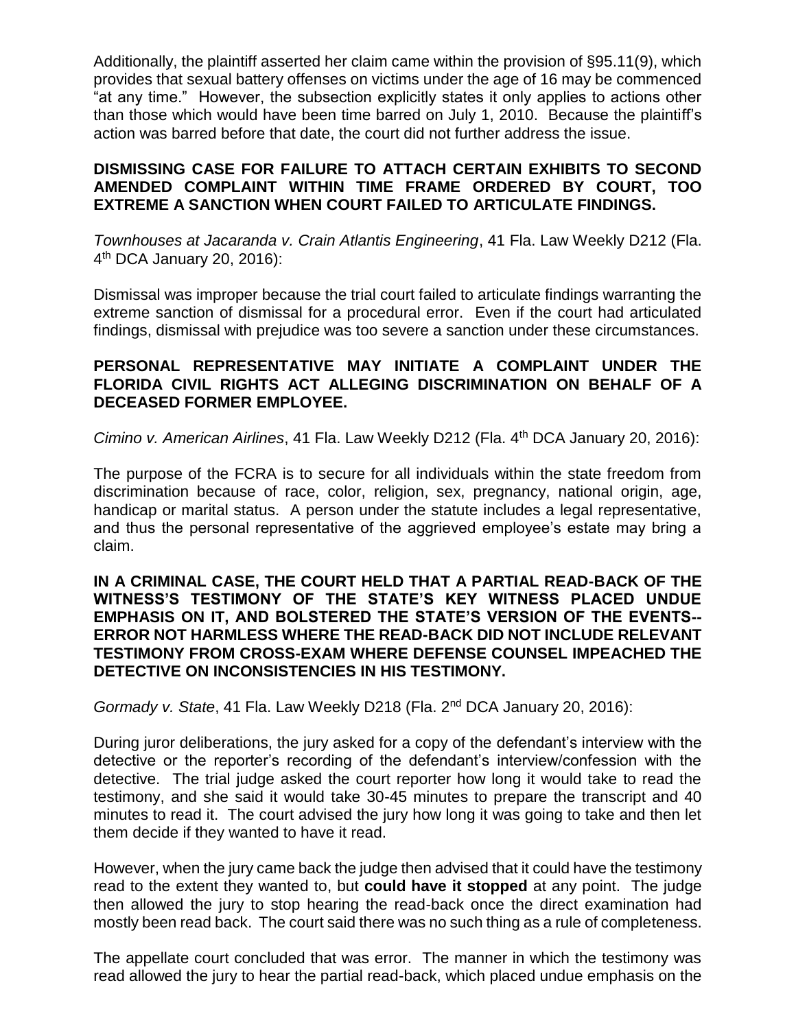Additionally, the plaintiff asserted her claim came within the provision of §95.11(9), which provides that sexual battery offenses on victims under the age of 16 may be commenced "at any time." However, the subsection explicitly states it only applies to actions other than those which would have been time barred on July 1, 2010. Because the plaintiff's action was barred before that date, the court did not further address the issue.

**DISMISSING CASE FOR FAILURE TO ATTACH CERTAIN EXHIBITS TO SECOND AMENDED COMPLAINT WITHIN TIME FRAME ORDERED BY COURT, TOO EXTREME A SANCTION WHEN COURT FAILED TO ARTICULATE FINDINGS.**

*Townhouses at Jacaranda v. Crain Atlantis Engineering*, 41 Fla. Law Weekly D212 (Fla. 4th DCA January 20, 2016):

Dismissal was improper because the trial court failed to articulate findings warranting the extreme sanction of dismissal for a procedural error. Even if the court had articulated findings, dismissal with prejudice was too severe a sanction under these circumstances.

**PERSONAL REPRESENTATIVE MAY INITIATE A COMPLAINT UNDER THE FLORIDA CIVIL RIGHTS ACT ALLEGING DISCRIMINATION ON BEHALF OF A DECEASED FORMER EMPLOYEE.**

*Cimino v. American Airlines*, 41 Fla. Law Weekly D212 (Fla. 4th DCA January 20, 2016):

The purpose of the FCRA is to secure for all individuals within the state freedom from discrimination because of race, color, religion, sex, pregnancy, national origin, age, handicap or marital status. A person under the statute includes a legal representative, and thus the personal representative of the aggrieved employee's estate may bring a claim.

**IN A CRIMINAL CASE, THE COURT HELD THAT A PARTIAL READ-BACK OF THE WITNESS'S TESTIMONY OF THE STATE'S KEY WITNESS PLACED UNDUE EMPHASIS ON IT, AND BOLSTERED THE STATE'S VERSION OF THE EVENTS--ERROR NOT HARMLESS WHERE THE READ-BACK DID NOT INCLUDE RELEVANT TESTIMONY FROM CROSS-EXAM WHERE DEFENSE COUNSEL IMPEACHED THE DETECTIVE ON INCONSISTENCIES IN HIS TESTIMONY.**

*Gormady v. State*, 41 Fla. Law Weekly D218 (Fla. 2nd DCA January 20, 2016):

During juror deliberations, the jury asked for a copy of the defendant's interview with the detective or the reporter's recording of the defendant's interview/confession with the detective. The trial judge asked the court reporter how long it would take to read the testimony, and she said it would take 30-45 minutes to prepare the transcript and 40 minutes to read it. The court advised the jury how long it was going to take and then let them decide if they wanted to have it read.

However, when the jury came back the judge then advised that it could have the testimony read to the extent they wanted to, but **could have it stopped** at any point. The judge then allowed the jury to stop hearing the read-back once the direct examination had mostly been read back. The court said there was no such thing as a rule of completeness.

The appellate court concluded that was error. The manner in which the testimony was read allowed the jury to hear the partial read-back, which placed undue emphasis on the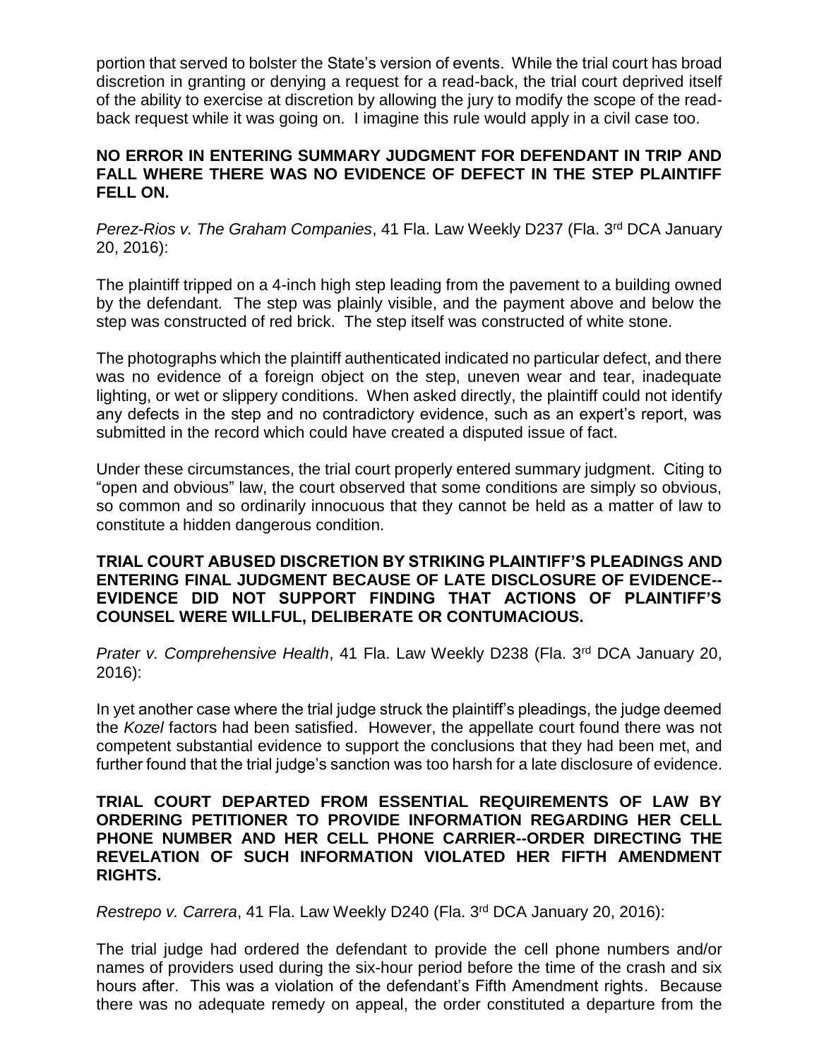portion that served to bolster the State's version of events. While the trial court has broad discretion in granting or denying a request for a read-back, the trial court deprived itself of the ability to exercise at discretion by allowing the jury to modify the scope of the read-back request while it was going on. I imagine this rule would apply in a civil case too.

**NO ERROR IN ENTERING SUMMARY JUDGMENT FOR DEFENDANT IN TRIP AND FALL WHERE THERE WAS NO EVIDENCE OF DEFECT IN THE STEP PLAINTIFF FELL ON.**

*Perez-Rios v. The Graham Companies*, 41 Fla. Law Weekly D237 (Fla. 3rd DCA January 20, 2016):

The plaintiff tripped on a 4-inch high step leading from the pavement to a building owned by the defendant. The step was plainly visible, and the payment above and below the step was constructed of red brick. The step itself was constructed of white stone.

The photographs which the plaintiff authenticated indicated no particular defect, and there was no evidence of a foreign object on the step, uneven wear and tear, inadequate lighting, or wet or slippery conditions. When asked directly, the plaintiff could not identify any defects in the step and no contradictory evidence, such as an expert's report, was submitted in the record which could have created a disputed issue of fact.

Under these circumstances, the trial court properly entered summary judgment. Citing to "open and obvious" law, the court observed that some conditions are simply so obvious, so common and so ordinarily innocuous that they cannot be held as a matter of law to constitute a hidden dangerous condition.

**TRIAL COURT ABUSED DISCRETION BY STRIKING PLAINTIFF'S PLEADINGS AND ENTERING FINAL JUDGMENT BECAUSE OF LATE DISCLOSURE OF EVIDENCE--EVIDENCE DID NOT SUPPORT FINDING THAT ACTIONS OF PLAINTIFF'S COUNSEL WERE WILLFUL, DELIBERATE OR CONTUMACIOUS.**

*Prater v. Comprehensive Health*, 41 Fla. Law Weekly D238 (Fla. 3rd DCA January 20, 2016):

In yet another case where the trial judge struck the plaintiff's pleadings, the judge deemed the *Kozel* factors had been satisfied. However, the appellate court found there was not competent substantial evidence to support the conclusions that they had been met, and further found that the trial judge's sanction was too harsh for a late disclosure of evidence.

**TRIAL COURT DEPARTED FROM ESSENTIAL REQUIREMENTS OF LAW BY ORDERING PETITIONER TO PROVIDE INFORMATION REGARDING HER CELL PHONE NUMBER AND HER CELL PHONE CARRIER--ORDER DIRECTING THE REVELATION OF SUCH INFORMATION VIOLATED HER FIFTH AMENDMENT RIGHTS.**

*Restrepo v. Carrera*, 41 Fla. Law Weekly D240 (Fla. 3rd DCA January 20, 2016):

The trial judge had ordered the defendant to provide the cell phone numbers and/or names of providers used during the six-hour period before the time of the crash and six hours after. This was a violation of the defendant's Fifth Amendment rights. Because there was no adequate remedy on appeal, the order constituted a departure from the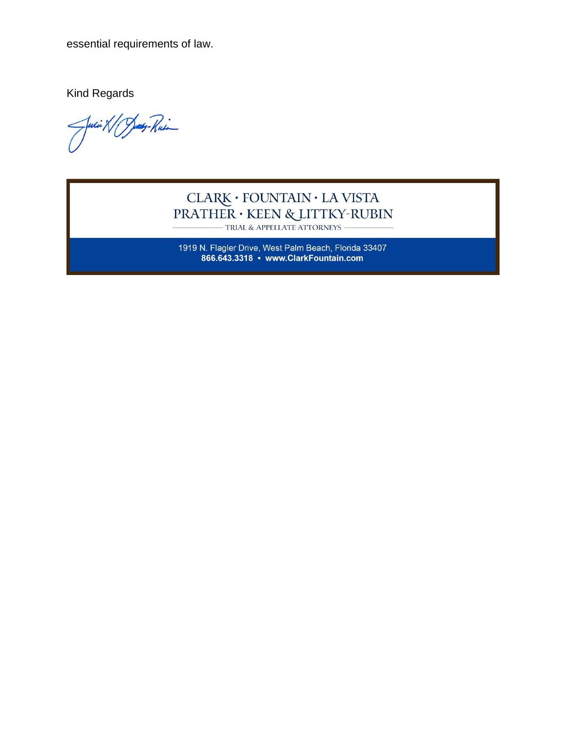essential requirements of law.

Kind Regards

CLARK · FOUNTAIN · LA VISTA
PRATHER · KEEN & LITTKY-RUBIN
TRIAL & APPELLATE ATTORNEYS

1919 N. Flagler Drive, West Palm Beach, Florida 33407
**866.643.3318 • www.ClarkFountain.com**